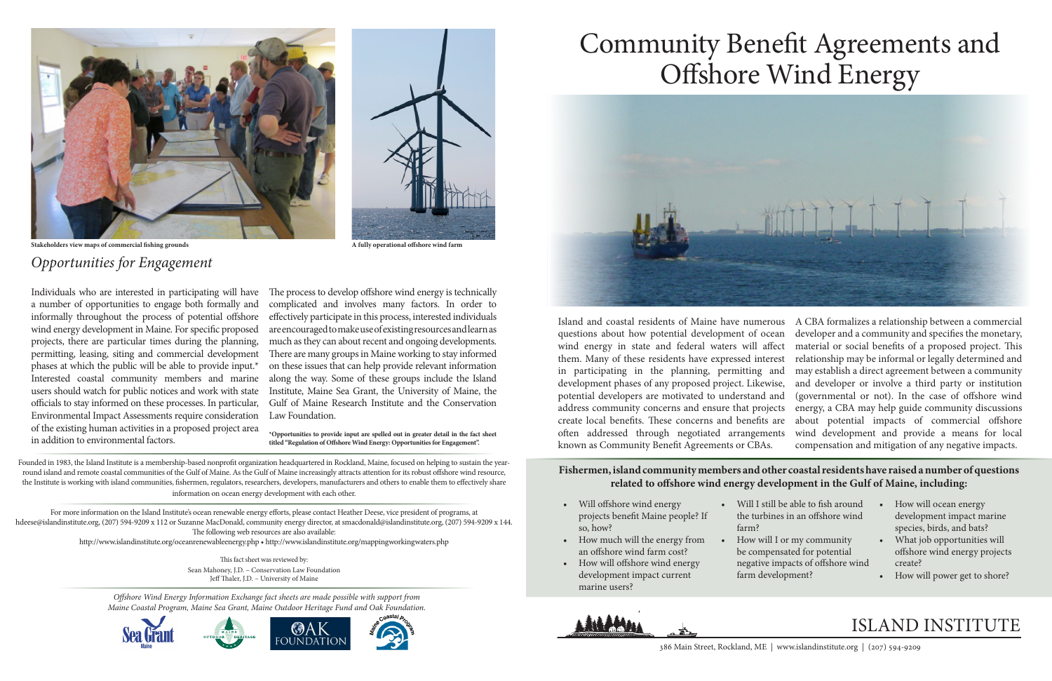# Community Benefit Agreements and Offshore Wind Energy

Island and coastal residents of Maine have numerous questions about how potential development of ocean wind energy in state and federal waters will affect them. Many of these residents have expressed interest in participating in the planning, permitting and development phases of any proposed project. Likewise, potential developers are motivated to understand and address community concerns and ensure that projects create local benefits. These concerns and benefits are often addressed through negotiated arrangements known as Community Benefit Agreements or CBAs.

A CBA formalizes a relationship between a commercial developer and a community and specifies the monetary, material or social benefits of a proposed project. This relationship may be informal or legally determined and may establish a direct agreement between a community and developer or involve a third party or institution (governmental or not). In the case of offshore wind energy, a CBA may help guide community discussions about potential impacts of commercial offshore wind development and provide a means for local compensation and mitigation of any negative impacts.

**Fishermen, island community members and other coastal residents have raised a number of questions related to offshore wind energy development in the Gulf of Maine, including:**

- Will offshore wind energy projects benefit Maine people? If so, how?
- How much will the energy from an offshore wind farm cost?
- How will offshore wind energy development impact current marine users?
- Will I still be able to fish around the turbines in an offshore wind farm?
- How will I or my community be compensated for potential negative impacts of offshore wind farm development?
- How will ocean energy development impact marine species, birds, and bats?
- What job opportunities will offshore wind energy projects create?
- How will power get to shore?

Stakeholders view maps of commercial fishing grounds

A fully operational offshore wind farm

## *Opportunities for Engagement*

Individuals who are interested in participating will have a number of opportunities to engage both formally and informally throughout the process of potential offshore wind energy development in Maine. For specific proposed projects, there are particular times during the planning, permitting, leasing, siting and commercial development phases at which the public will be able to provide input.* Interested coastal community members and marine users should watch for public notices and work with state officials to stay informed on these processes. In particular, Environmental Impact Assessments require consideration of the existing human activities in a proposed project area in addition to environmental factors.

The process to develop offshore wind energy is technically complicated and involves many factors. In order to effectively participate in this process, interested individuals are encouraged to make use of existing resources and learn as much as they can about recent and ongoing developments. There are many groups in Maine working to stay informed on these issues that can help provide relevant information along the way. Some of these groups include the Island Institute, Maine Sea Grant, the University of Maine, the Gulf of Maine Research Institute and the Conservation Law Foundation.

**\*Opportunities to provide input are spelled out in greater detail in the fact sheet titled "Regulation of Offshore Wind Energy: Opportunities for Engagement".**

Founded in 1983, the Island Institute is a membership-based nonprofit organization headquartered in Rockland, Maine, focused on helping to sustain the year-round island and remote coastal communities of the Gulf of Maine. As the Gulf of Maine increasingly attracts attention for its robust offshore wind resource, the Institute is working with island communities, fishermen, regulators, researchers, developers, manufacturers and others to enable them to effectively share information on ocean energy development with each other.

For more information on the Island Institute's ocean renewable energy efforts, please contact Heather Deese, vice president of programs, at hdeese@islandinstitute.org, (207) 594-9209 x 112 or Suzanne MacDonald, community energy director, at smacdonald@islandinstitute.org, (207) 594-9209 x 144. The following web resources are also available:

http://www.islandinstitute.org/oceanrenewableenergy.php • http://www.islandinstitute.org/mappingworkingwaters.php

This fact sheet was reviewed by:
Sean Mahoney, J.D. – Conservation Law Foundation
Jeff Thaler, J.D. – University of Maine

*Offshore Wind Energy Information Exchange fact sheets are made possible with support from Maine Coastal Program, Maine Sea Grant, Maine Outdoor Heritage Fund and Oak Foundation.*

ISLAND INSTITUTE

386 Main Street, Rockland, ME | www.islandinstitute.org | (207) 594-9209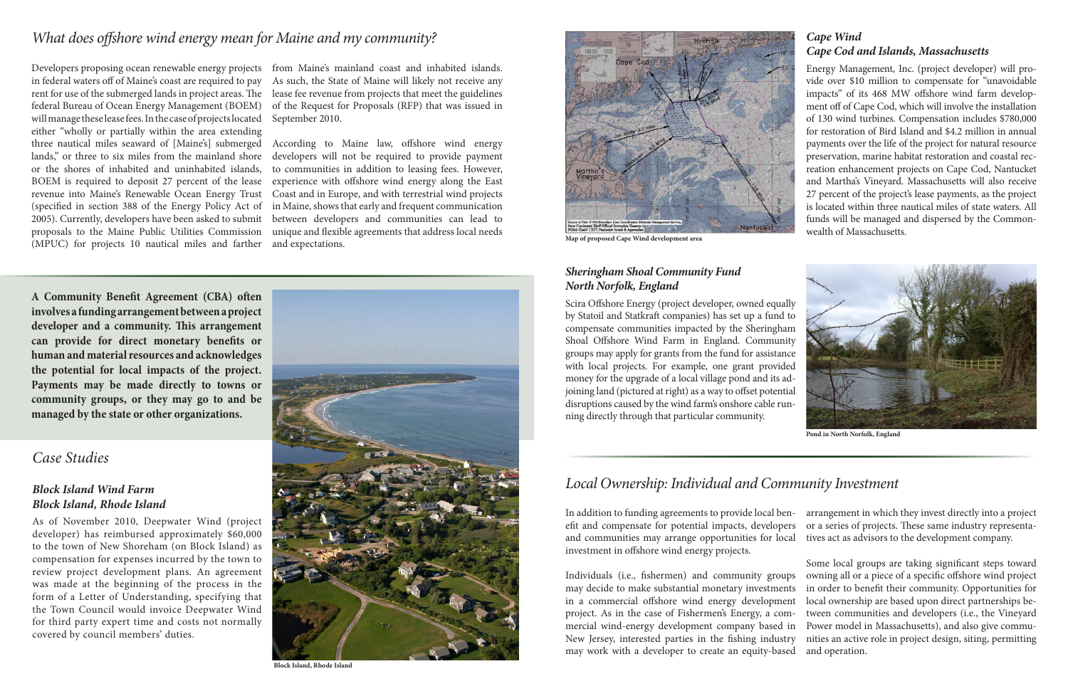## *What does offshore wind energy mean for Maine and my community?*

Developers proposing ocean renewable energy projects in federal waters off of Maine's coast are required to pay rent for use of the submerged lands in project areas. The federal Bureau of Ocean Energy Management (BOEM) will manage these lease fees. In the case of projects located either "wholly or partially within the area extending three nautical miles seaward of [Maine's] submerged lands," or three to six miles from the mainland shore or the shores of inhabited and uninhabited islands, BOEM is required to deposit 27 percent of the lease revenue into Maine's Renewable Ocean Energy Trust (specified in section 388 of the Energy Policy Act of 2005). Currently, developers have been asked to submit proposals to the Maine Public Utilities Commission (MPUC) for projects 10 nautical miles and farther from Maine's mainland coast and inhabited islands. As such, the State of Maine will likely not receive any lease fee revenue from projects that meet the guidelines of the Request for Proposals (RFP) that was issued in September 2010.

According to Maine law, offshore wind energy developers will not be required to provide payment to communities in addition to leasing fees. However, experience with offshore wind energy along the East Coast and in Europe, and with terrestrial wind projects in Maine, shows that early and frequent communication between developers and communities can lead to unique and flexible agreements that address local needs and expectations.

**A Community Benefit Agreement (CBA) often involves a funding arrangement between a project developer and a community. This arrangement can provide for direct monetary benefits or human and material resources and acknowledges the potential for local impacts of the project. Payments may be made directly to towns or community groups, or they may go to and be managed by the state or other organizations.**

## *Case Studies*

### *Block Island Wind Farm*
### *Block Island, Rhode Island*

As of November 2010, Deepwater Wind (project developer) has reimbursed approximately $60,000 to the town of New Shoreham (on Block Island) as compensation for expenses incurred by the town to review project development plans. An agreement was made at the beginning of the process in the form of a Letter of Understanding, specifying that the Town Council would invoice Deepwater Wind for third party expert time and costs not normally covered by council members' duties.

Block Island, Rhode Island

Map of proposed Cape Wind development area

### *Cape Wind*
### *Cape Cod and Islands, Massachusetts*

Energy Management, Inc. (project developer) will provide over $10 million to compensate for "unavoidable impacts" of its 468 MW offshore wind farm development off of Cape Cod, which will involve the installation of 130 wind turbines. Compensation includes $780,000 for restoration of Bird Island and $4.2 million in annual payments over the life of the project for natural resource preservation, marine habitat restoration and coastal recreation enhancement projects on Cape Cod, Nantucket and Martha's Vineyard. Massachusetts will also receive 27 percent of the project's lease payments, as the project is located within three nautical miles of state waters. All funds will be managed and dispersed by the Commonwealth of Massachusetts.

### *Sheringham Shoal Community Fund*
### *North Norfolk, England*

Scira Offshore Energy (project developer, owned equally by Statoil and Statkraft companies) has set up a fund to compensate communities impacted by the Sheringham Shoal Offshore Wind Farm in England. Community groups may apply for grants from the fund for assistance with local projects. For example, one grant provided money for the upgrade of a local village pond and its adjoining land (pictured at right) as a way to offset potential disruptions caused by the wind farm's onshore cable running directly through that particular community.

Pond in North Norfolk, England

## *Local Ownership: Individual and Community Investment*

In addition to funding agreements to provide local benefit and compensate for potential impacts, developers and communities may arrange opportunities for local investment in offshore wind energy projects.

Individuals (i.e., fishermen) and community groups may decide to make substantial monetary investments in a commercial offshore wind energy development project. As in the case of Fishermen's Energy, a commercial wind-energy development company based in New Jersey, interested parties in the fishing industry may work with a developer to create an equity-based arrangement in which they invest directly into a project or a series of projects. These same industry representatives act as advisors to the development company.

Some local groups are taking significant steps toward owning all or a piece of a specific offshore wind project in order to benefit their community. Opportunities for local ownership are based upon direct partnerships between communities and developers (i.e., the Vineyard Power model in Massachusetts), and also give communities an active role in project design, siting, permitting and operation.